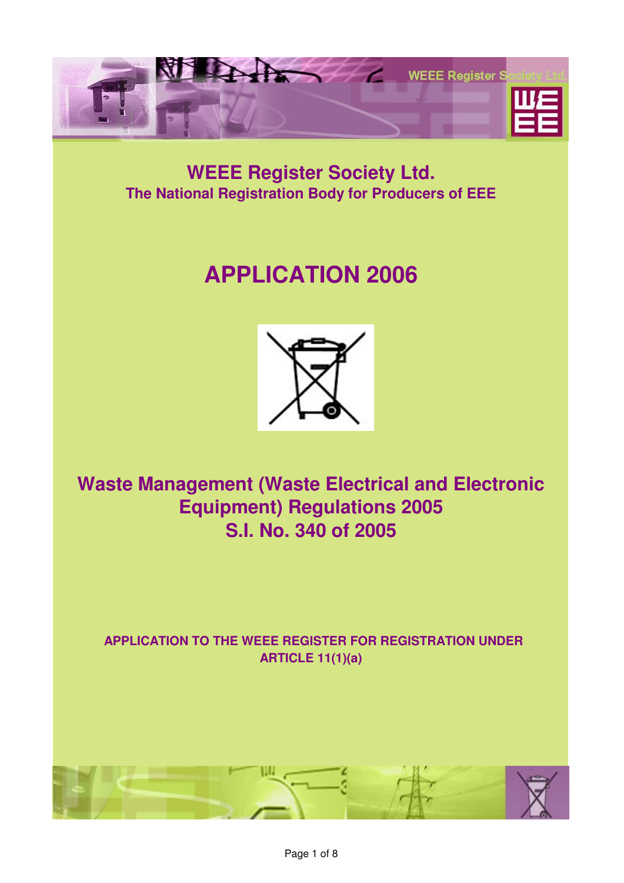# WEEE Register Society Ltd.

## The National Registration Body for Producers of EEE

# APPLICATION 2006

## Waste Management (Waste Electrical and Electronic Equipment) Regulations 2005 S.I. No. 340 of 2005

**APPLICATION TO THE WEEE REGISTER FOR REGISTRATION UNDER ARTICLE 11(1)(a)**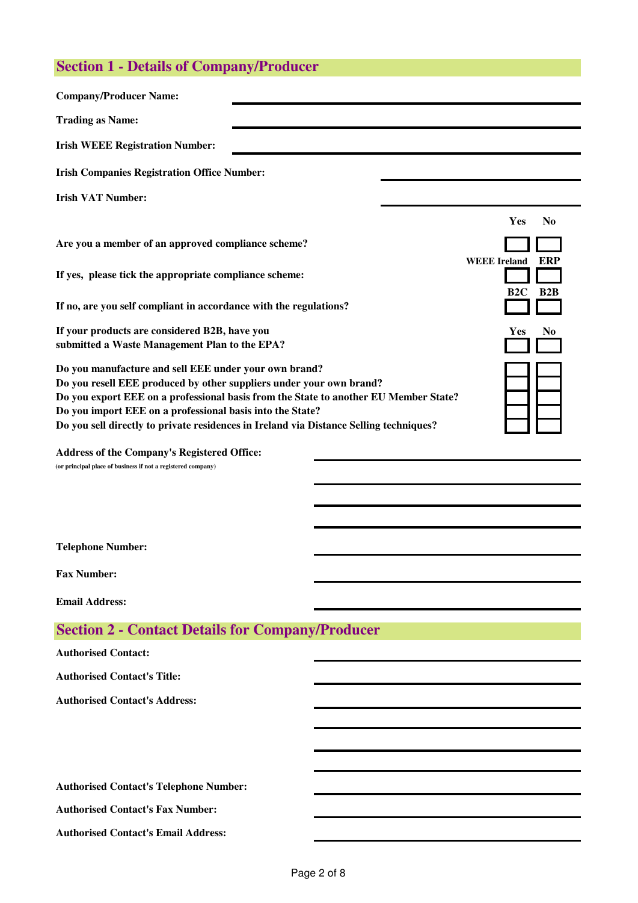## Section 1 - Details of Company/Producer

**Company/Producer Name:** ______________________

**Trading as Name:** ______________________

**Irish WEEE Registration Number:** ______________________

**Irish Companies Registration Office Number:** ______________________

**Irish VAT Number:** ______________________

| | Yes | No |
|---|---|---|
| **Are you a member of an approved compliance scheme?** | ☐ | ☐ |
| | **WEEE Ireland** | **ERP** |
| **If yes, please tick the appropriate compliance scheme:** | ☐ | ☐ |
| | **B2C** | **B2B** |
| **If no, are you self compliant in accordance with the regulations?** | ☐ | ☐ |
| | **Yes** | **No** |
| **If your products are considered B2B, have you submitted a Waste Management Plan to the EPA?** | ☐ | ☐ |
| **Do you manufacture and sell EEE under your own brand?** | ☐ | ☐ |
| **Do you resell EEE produced by other suppliers under your own brand?** | ☐ | ☐ |
| **Do you export EEE on a professional basis from the State to another EU Member State?** | ☐ | ☐ |
| **Do you import EEE on a professional basis into the State?** | ☐ | ☐ |
| **Do you sell directly to private residences in Ireland via Distance Selling techniques?** | ☐ | ☐ |

**Address of the Company's Registered Office:** ______________________
(or principal place of business if not a registered company)

______________________

______________________

______________________

**Telephone Number:** ______________________

**Fax Number:** ______________________

**Email Address:** ______________________

## Section 2 - Contact Details for Company/Producer

**Authorised Contact:** ______________________

**Authorised Contact's Title:** ______________________

**Authorised Contact's Address:** ______________________

______________________

______________________

______________________

**Authorised Contact's Telephone Number:** ______________________

**Authorised Contact's Fax Number:** ______________________

**Authorised Contact's Email Address:** ______________________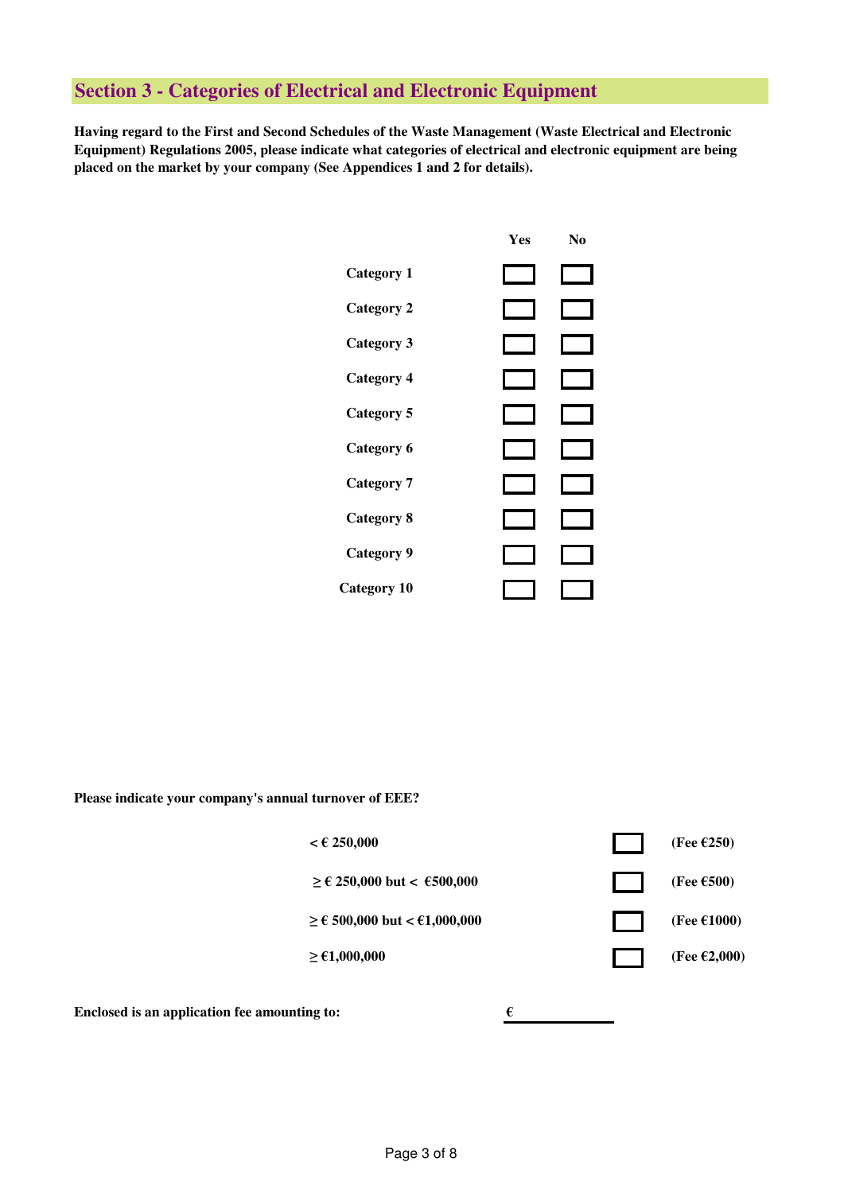## Section 3 - Categories of Electrical and Electronic Equipment

**Having regard to the First and Second Schedules of the Waste Management (Waste Electrical and Electronic Equipment) Regulations 2005, please indicate what categories of electrical and electronic equipment are being placed on the market by your company (See Appendices 1 and 2 for details).**

| | Yes | No |
|---|---|---|
| **Category 1** | ☐ | ☐ |
| **Category 2** | ☐ | ☐ |
| **Category 3** | ☐ | ☐ |
| **Category 4** | ☐ | ☐ |
| **Category 5** | ☐ | ☐ |
| **Category 6** | ☐ | ☐ |
| **Category 7** | ☐ | ☐ |
| **Category 8** | ☐ | ☐ |
| **Category 9** | ☐ | ☐ |
| **Category 10** | ☐ | ☐ |

**Please indicate your company's annual turnover of EEE?**

| | | |
|---|---|---|
| **< € 250,000** | ☐ | **(Fee €250)** |
| **≥ € 250,000 but < €500,000** | ☐ | **(Fee €500)** |
| **≥ € 500,000 but < €1,000,000** | ☐ | **(Fee €1000)** |
| **≥ €1,000,000** | ☐ | **(Fee €2,000)** |

**Enclosed is an application fee amounting to:** **€** ____________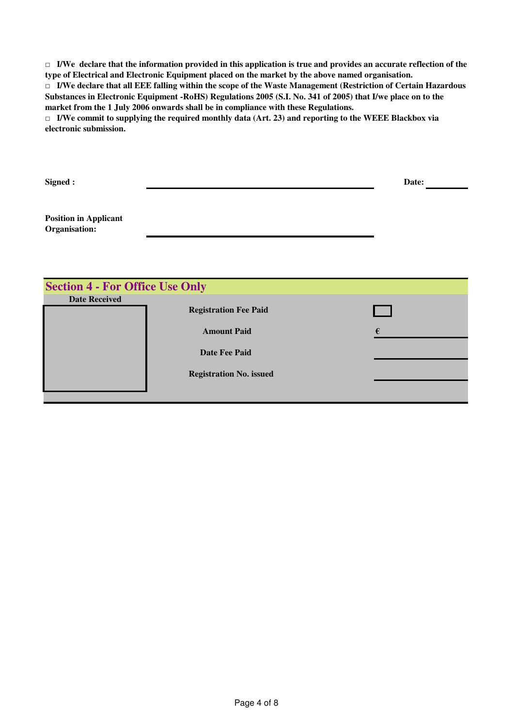□ **I/We declare that the information provided in this application is true and provides an accurate reflection of the type of Electrical and Electronic Equipment placed on the market by the above named organisation.**

□ **I/We declare that all EEE falling within the scope of the Waste Management (Restriction of Certain Hazardous Substances in Electronic Equipment -RoHS) Regulations 2005 (S.I. No. 341 of 2005) that I/we place on to the market from the 1 July 2006 onwards shall be in compliance with these Regulations.**

□ **I/We commit to supplying the required monthly data (Art. 23) and reporting to the WEEE Blackbox via electronic submission.**

**Signed :** ______________________________ **Date:** __________

**Position in Applicant Organisation:** ______________________________

## Section 4 - For Office Use Only

| Date Received | | |
|---|---|---|
| | **Registration Fee Paid** | ☐ |
| | **Amount Paid** | € ________ |
| | **Date Fee Paid** | ________ |
| | **Registration No. issued** | ________ |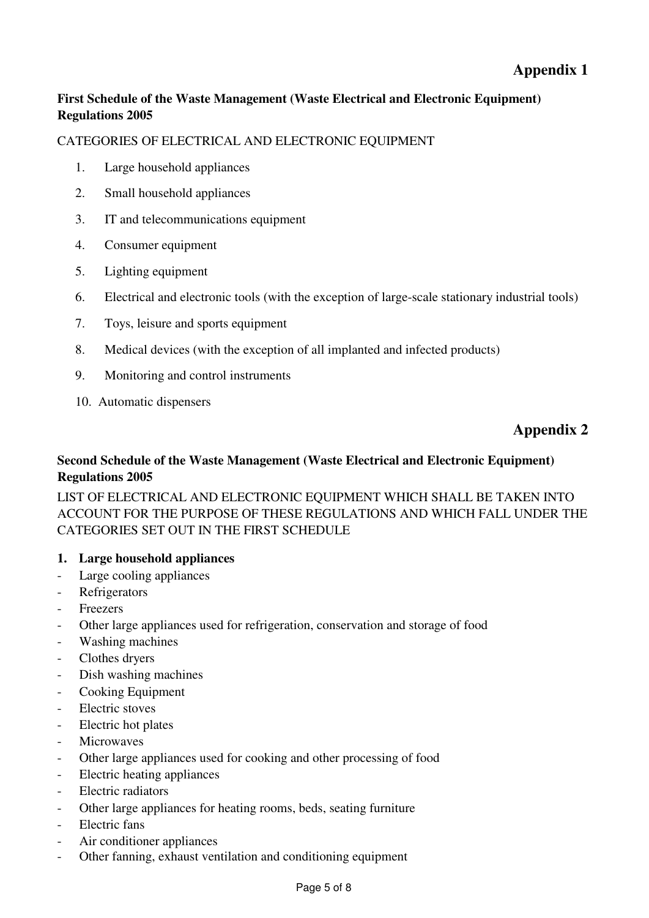# Appendix 1

**First Schedule of the Waste Management (Waste Electrical and Electronic Equipment) Regulations 2005**

CATEGORIES OF ELECTRICAL AND ELECTRONIC EQUIPMENT

1. Large household appliances
2. Small household appliances
3. IT and telecommunications equipment
4. Consumer equipment
5. Lighting equipment
6. Electrical and electronic tools (with the exception of large-scale stationary industrial tools)
7. Toys, leisure and sports equipment
8. Medical devices (with the exception of all implanted and infected products)
9. Monitoring and control instruments
10. Automatic dispensers

# Appendix 2

**Second Schedule of the Waste Management (Waste Electrical and Electronic Equipment) Regulations 2005**

LIST OF ELECTRICAL AND ELECTRONIC EQUIPMENT WHICH SHALL BE TAKEN INTO ACCOUNT FOR THE PURPOSE OF THESE REGULATIONS AND WHICH FALL UNDER THE CATEGORIES SET OUT IN THE FIRST SCHEDULE

**1. Large household appliances**

- Large cooling appliances
- Refrigerators
- Freezers
- Other large appliances used for refrigeration, conservation and storage of food
- Washing machines
- Clothes dryers
- Dish washing machines
- Cooking Equipment
- Electric stoves
- Electric hot plates
- Microwaves
- Other large appliances used for cooking and other processing of food
- Electric heating appliances
- Electric radiators
- Other large appliances for heating rooms, beds, seating furniture
- Electric fans
- Air conditioner appliances
- Other fanning, exhaust ventilation and conditioning equipment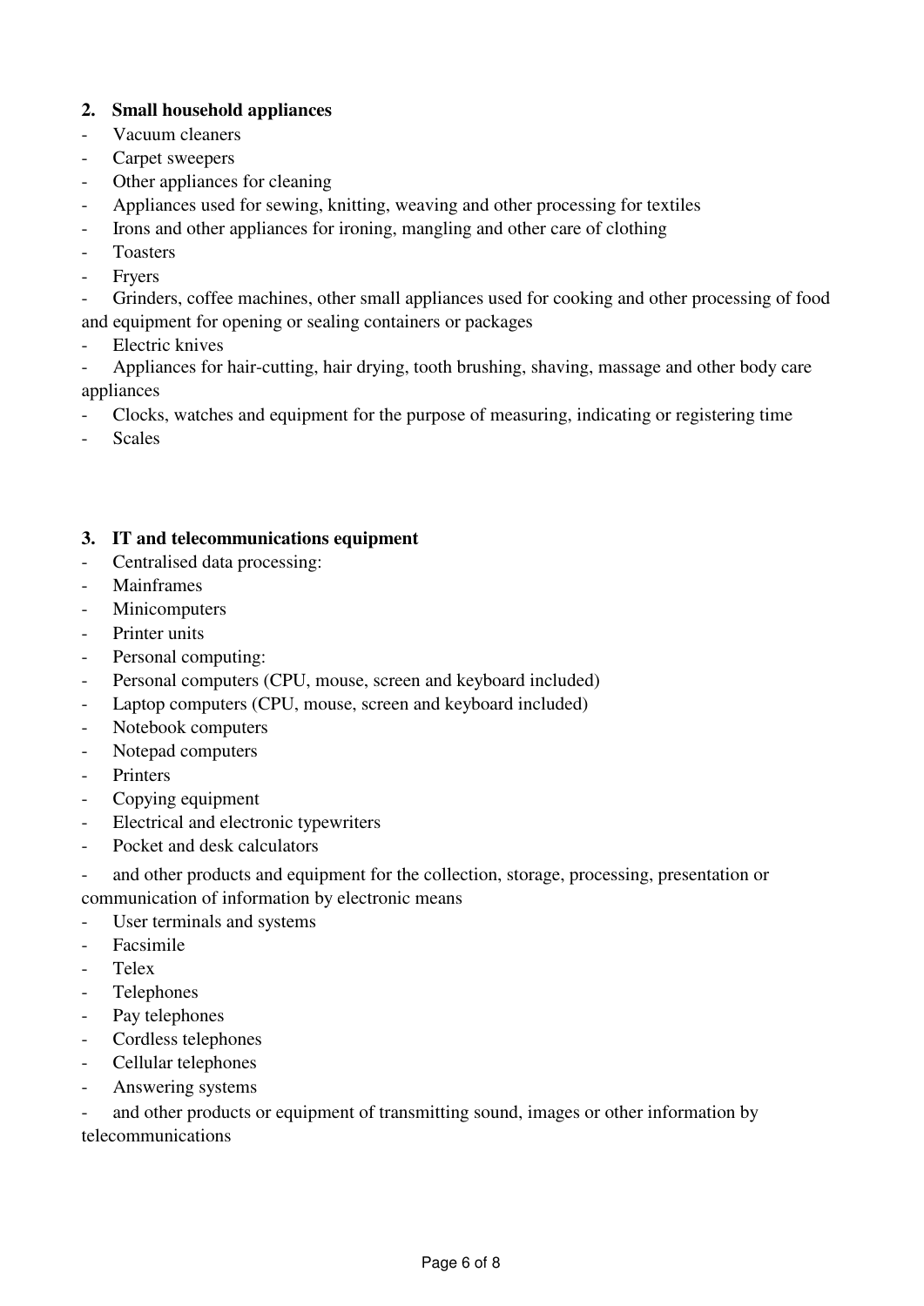## 2. Small household appliances

- Vacuum cleaners
- Carpet sweepers
- Other appliances for cleaning
- Appliances used for sewing, knitting, weaving and other processing for textiles
- Irons and other appliances for ironing, mangling and other care of clothing
- Toasters
- Fryers
- Grinders, coffee machines, other small appliances used for cooking and other processing of food and equipment for opening or sealing containers or packages
- Electric knives
- Appliances for hair-cutting, hair drying, tooth brushing, shaving, massage and other body care appliances
- Clocks, watches and equipment for the purpose of measuring, indicating or registering time
- Scales

## 3. IT and telecommunications equipment

- Centralised data processing:
- Mainframes
- Minicomputers
- Printer units
- Personal computing:
- Personal computers (CPU, mouse, screen and keyboard included)
- Laptop computers (CPU, mouse, screen and keyboard included)
- Notebook computers
- Notepad computers
- Printers
- Copying equipment
- Electrical and electronic typewriters
- Pocket and desk calculators
- and other products and equipment for the collection, storage, processing, presentation or communication of information by electronic means
- User terminals and systems
- Facsimile
- Telex
- Telephones
- Pay telephones
- Cordless telephones
- Cellular telephones
- Answering systems
- and other products or equipment of transmitting sound, images or other information by telecommunications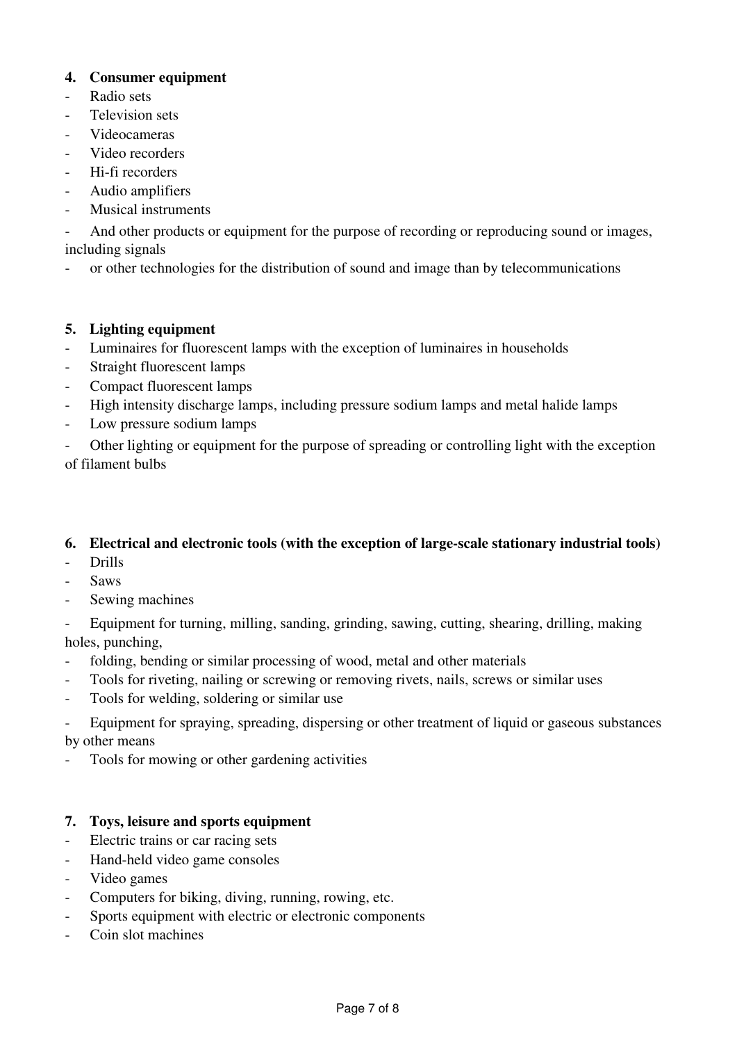## 4. Consumer equipment

- Radio sets
- Television sets
- Videocameras
- Video recorders
- Hi-fi recorders
- Audio amplifiers
- Musical instruments
- And other products or equipment for the purpose of recording or reproducing sound or images, including signals
- or other technologies for the distribution of sound and image than by telecommunications

## 5. Lighting equipment

- Luminaires for fluorescent lamps with the exception of luminaires in households
- Straight fluorescent lamps
- Compact fluorescent lamps
- High intensity discharge lamps, including pressure sodium lamps and metal halide lamps
- Low pressure sodium lamps
- Other lighting or equipment for the purpose of spreading or controlling light with the exception of filament bulbs

## 6. Electrical and electronic tools (with the exception of large-scale stationary industrial tools)

- Drills
- Saws
- Sewing machines
- Equipment for turning, milling, sanding, grinding, sawing, cutting, shearing, drilling, making holes, punching,
- folding, bending or similar processing of wood, metal and other materials
- Tools for riveting, nailing or screwing or removing rivets, nails, screws or similar uses
- Tools for welding, soldering or similar use
- Equipment for spraying, spreading, dispersing or other treatment of liquid or gaseous substances by other means
- Tools for mowing or other gardening activities

## 7. Toys, leisure and sports equipment

- Electric trains or car racing sets
- Hand-held video game consoles
- Video games
- Computers for biking, diving, running, rowing, etc.
- Sports equipment with electric or electronic components
- Coin slot machines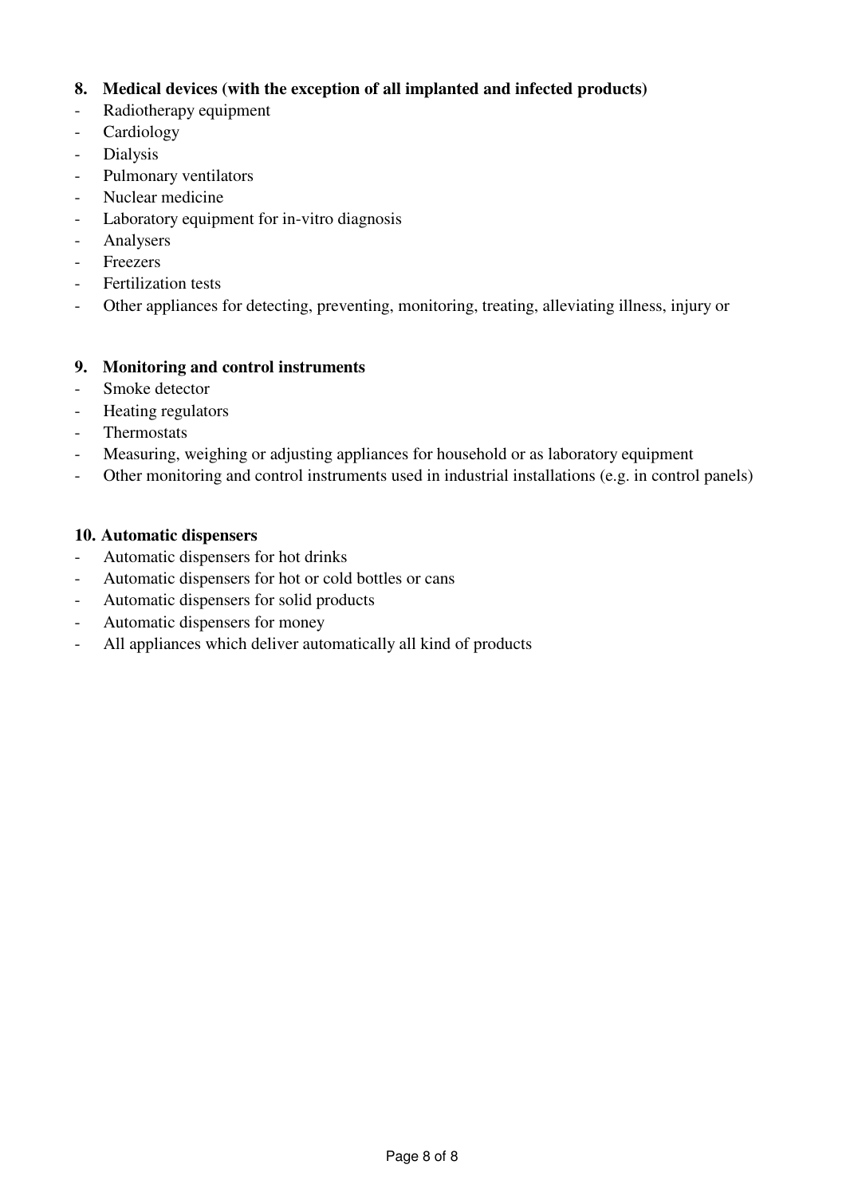**8. Medical devices (with the exception of all implanted and infected products)**

- Radiotherapy equipment
- Cardiology
- Dialysis
- Pulmonary ventilators
- Nuclear medicine
- Laboratory equipment for in-vitro diagnosis
- Analysers
- Freezers
- Fertilization tests
- Other appliances for detecting, preventing, monitoring, treating, alleviating illness, injury or

**9. Monitoring and control instruments**

- Smoke detector
- Heating regulators
- Thermostats
- Measuring, weighing or adjusting appliances for household or as laboratory equipment
- Other monitoring and control instruments used in industrial installations (e.g. in control panels)

**10. Automatic dispensers**

- Automatic dispensers for hot drinks
- Automatic dispensers for hot or cold bottles or cans
- Automatic dispensers for solid products
- Automatic dispensers for money
- All appliances which deliver automatically all kind of products